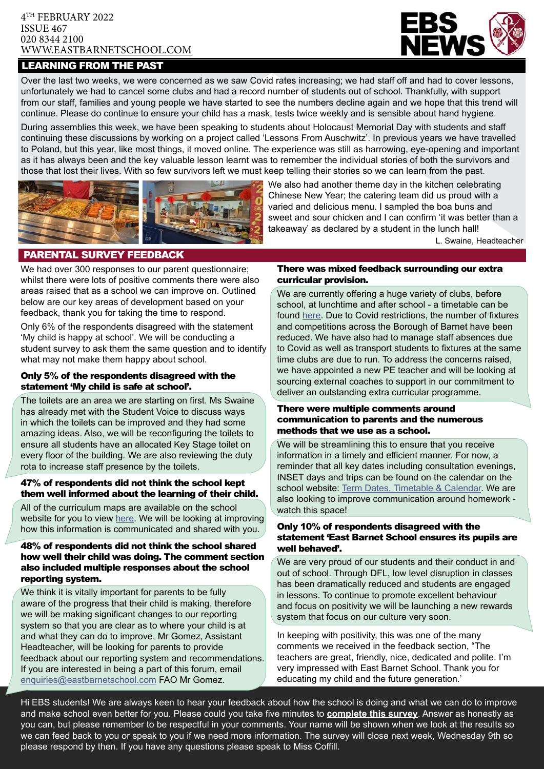4TH FEBRUARY 2022
ISSUE 467
020 8344 2100
WWW.EASTBARNETSCHOOL.COM

# EBS NEWS

## LEARNING FROM THE PAST

Over the last two weeks, we were concerned as we saw Covid rates increasing; we had staff off and had to cover lessons, unfortunately we had to cancel some clubs and had a record number of students out of school. Thankfully, with support from our staff, families and young people we have started to see the numbers decline again and we hope that this trend will continue. Please do continue to ensure your child has a mask, tests twice weekly and is sensible about hand hygiene.

During assemblies this week, we have been speaking to students about Holocaust Memorial Day with students and staff continuing these discussions by working on a project called 'Lessons From Auschwitz'. In previous years we have travelled to Poland, but this year, like most things, it moved online. The experience was still as harrowing, eye-opening and important as it has always been and the key valuable lesson learnt was to remember the individual stories of both the survivors and those that lost their lives. With so few survivors left we must keep telling their stories so we can learn from the past.

We also had another theme day in the kitchen celebrating Chinese New Year; the catering team did us proud with a varied and delicious menu. I sampled the boa buns and sweet and sour chicken and I can confirm 'it was better than a takeaway' as declared by a student in the lunch hall!

L. Swaine, Headteacher

## PARENTAL SURVEY FEEDBACK

We had over 300 responses to our parent questionnaire; whilst there were lots of positive comments there were also areas raised that as a school we can improve on. Outlined below are our key areas of development based on your feedback, thank you for taking the time to respond.

Only 6% of the respondents disagreed with the statement 'My child is happy at school'. We will be conducting a student survey to ask them the same question and to identify what may not make them happy about school.

**Only 5% of the respondents disagreed with the statement 'My child is safe at school'.**

The toilets are an area we are starting on first. Ms Swaine has already met with the Student Voice to discuss ways in which the toilets can be improved and they had some amazing ideas. Also, we will be reconfiguring the toilets to ensure all students have an allocated Key Stage toilet on every floor of the building. We are also reviewing the duty rota to increase staff presence by the toilets.

**47% of respondents did not think the school kept them well informed about the learning of their child.**

All of the curriculum maps are available on the school website for you to view here. We will be looking at improving how this information is communicated and shared with you.

**48% of respondents did not think the school shared how well their child was doing. The comment section also included multiple responses about the school reporting system.**

We think it is vitally important for parents to be fully aware of the progress that their child is making, therefore we will be making significant changes to our reporting system so that you are clear as to where your child is at and what they can do to improve. Mr Gomez, Assistant Headteacher, will be looking for parents to provide feedback about our reporting system and recommendations. If you are interested in being a part of this forum, email enquiries@eastbarnetschool.com FAO Mr Gomez.

**There was mixed feedback surrounding our extra curricular provision.**

We are currently offering a huge variety of clubs, before school, at lunchtime and after school - a timetable can be found here. Due to Covid restrictions, the number of fixtures and competitions across the Borough of Barnet have been reduced. We have also had to manage staff absences due to Covid as well as transport students to fixtures at the same time clubs are due to run. To address the concerns raised, we have appointed a new PE teacher and will be looking at sourcing external coaches to support in our commitment to deliver an outstanding extra curricular programme.

**There were multiple comments around communication to parents and the numerous methods that we use as a school.**

We will be streamlining this to ensure that you receive information in a timely and efficient manner. For now, a reminder that all key dates including consultation evenings, INSET days and trips can be found on the calendar on the school website: Term Dates, Timetable & Calendar. We are also looking to improve communication around homework - watch this space!

**Only 10% of respondents disagreed with the statement 'East Barnet School ensures its pupils are well behaved'.**

We are very proud of our students and their conduct in and out of school. Through DFL, low level disruption in classes has been dramatically reduced and students are engaged in lessons. To continue to promote excellent behaviour and focus on positivity we will be launching a new rewards system that focus on our culture very soon.

In keeping with positivity, this was one of the many comments we received in the feedback section, "The teachers are great, friendly, nice, dedicated and polite. I'm very impressed with East Barnet School. Thank you for educating my child and the future generation.'

Hi EBS students! We are always keen to hear your feedback about how the school is doing and what we can do to improve and make school even better for you. Please could you take five minutes to **complete this survey**. Answer as honestly as you can, but please remember to be respectful in your comments. Your name will be shown when we look at the results so we can feed back to you or speak to you if we need more information. The survey will close next week, Wednesday 9th so please respond by then. If you have any questions please speak to Miss Coffill.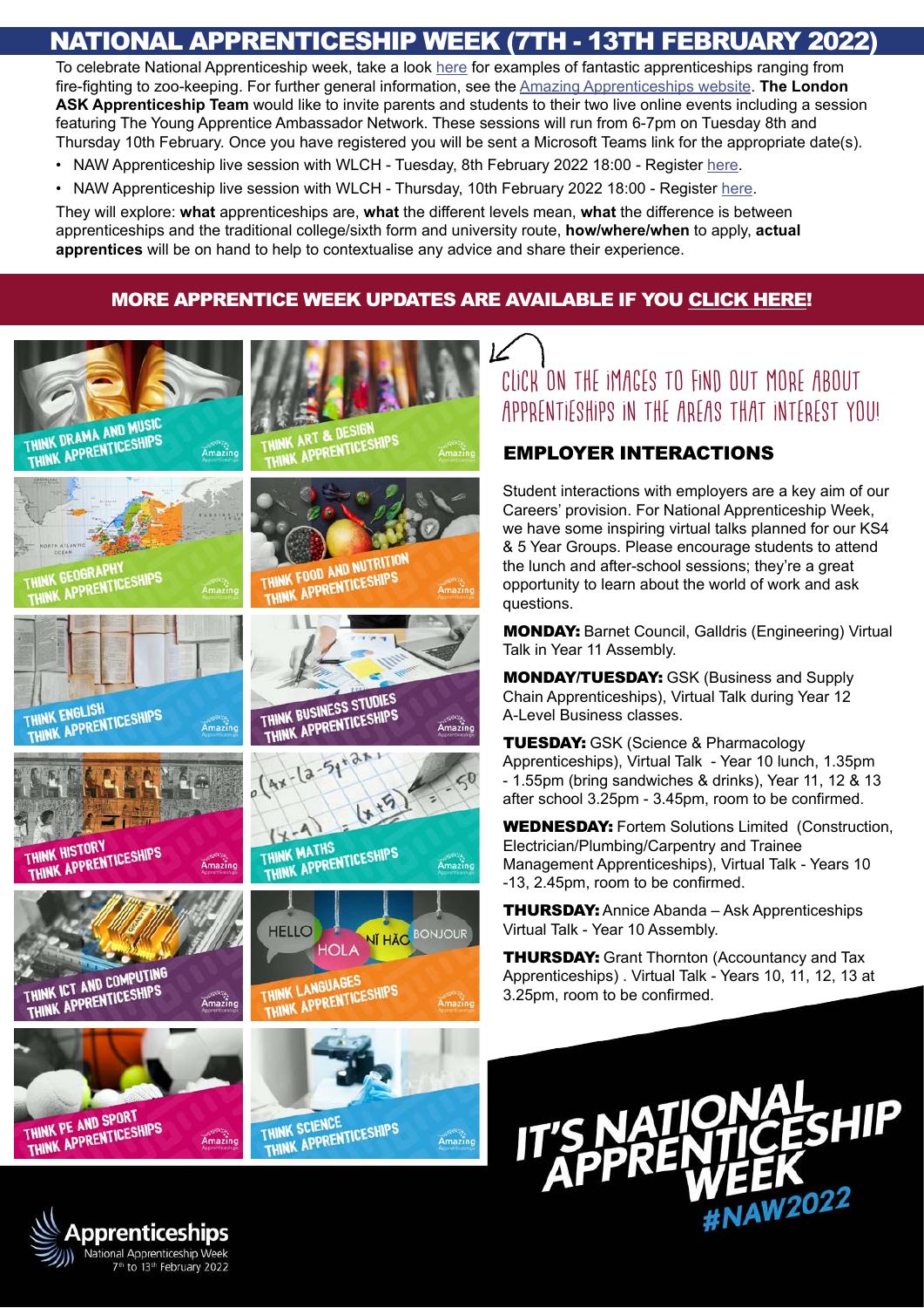# NATIONAL APPRENTICESHIP WEEK (7TH - 13TH FEBRUARY 2022)

To celebrate National Apprenticeship week, take a look here for examples of fantastic apprenticeships ranging from fire-fighting to zoo-keeping. For further general information, see the Amazing Apprenticeships website. **The London ASK Apprenticeship Team** would like to invite parents and students to their two live online events including a session featuring The Young Apprentice Ambassador Network. These sessions will run from 6-7pm on Tuesday 8th and Thursday 10th February. Once you have registered you will be sent a Microsoft Teams link for the appropriate date(s).

- NAW Apprenticeship live session with WLCH - Tuesday, 8th February 2022 18:00 - Register here.
- NAW Apprenticeship live session with WLCH - Thursday, 10th February 2022 18:00 - Register here.

They will explore: **what** apprenticeships are, **what** the different levels mean, **what** the difference is between apprenticeships and the traditional college/sixth form and university route, **how/where/when** to apply, **actual apprentices** will be on hand to help to contextualise any advice and share their experience.

**MORE APPRENTICE WEEK UPDATES ARE AVAILABLE IF YOU CLICK HERE!**

THINK DRAMA AND MUSIC THINK APPRENTICESHIPS

THINK ART & DESIGN THINK APPRENTICESHIPS

THINK GEOGRAPHY THINK APPRENTICESHIPS

THINK FOOD AND NUTRITION THINK APPRENTICESHIPS

THINK ENGLISH THINK APPRENTICESHIPS

THINK BUSINESS STUDIES THINK APPRENTICESHIPS

THINK HISTORY THINK APPRENTICESHIPS

THINK MATHS THINK APPRENTICESHIPS

THINK ICT AND COMPUTING THINK APPRENTICESHIPS

THINK LANGUAGES THINK APPRENTICESHIPS

THINK PE AND SPORT THINK APPRENTICESHIPS

THINK SCIENCE THINK APPRENTICESHIPS

CLICK ON THE IMAGES TO FIND OUT MORE ABOUT APPRENTICESHIPS IN THE AREAS THAT INTEREST YOU!

## EMPLOYER INTERACTIONS

Student interactions with employers are a key aim of our Careers' provision. For National Apprenticeship Week, we have some inspiring virtual talks planned for our KS4 & 5 Year Groups. Please encourage students to attend the lunch and after-school sessions; they're a great opportunity to learn about the world of work and ask questions.

**MONDAY:** Barnet Council, Galldris (Engineering) Virtual Talk in Year 11 Assembly.

**MONDAY/TUESDAY:** GSK (Business and Supply Chain Apprenticeships), Virtual Talk during Year 12 A-Level Business classes.

**TUESDAY:** GSK (Science & Pharmacology Apprenticeships), Virtual Talk - Year 10 lunch, 1.35pm - 1.55pm (bring sandwiches & drinks), Year 11, 12 & 13 after school 3.25pm - 3.45pm, room to be confirmed.

**WEDNESDAY:** Fortem Solutions Limited (Construction, Electrician/Plumbing/Carpentry and Trainee Management Apprenticeships), Virtual Talk - Years 10 -13, 2.45pm, room to be confirmed.

**THURSDAY:** Annice Abanda – Ask Apprenticeships Virtual Talk - Year 10 Assembly.

**THURSDAY:** Grant Thornton (Accountancy and Tax Apprenticeships) . Virtual Talk - Years 10, 11, 12, 13 at 3.25pm, room to be confirmed.

IT'S NATIONAL APPRENTICESHIP WEEK #NAW2022

Apprenticeships National Apprenticeship Week 7th to 13th February 2022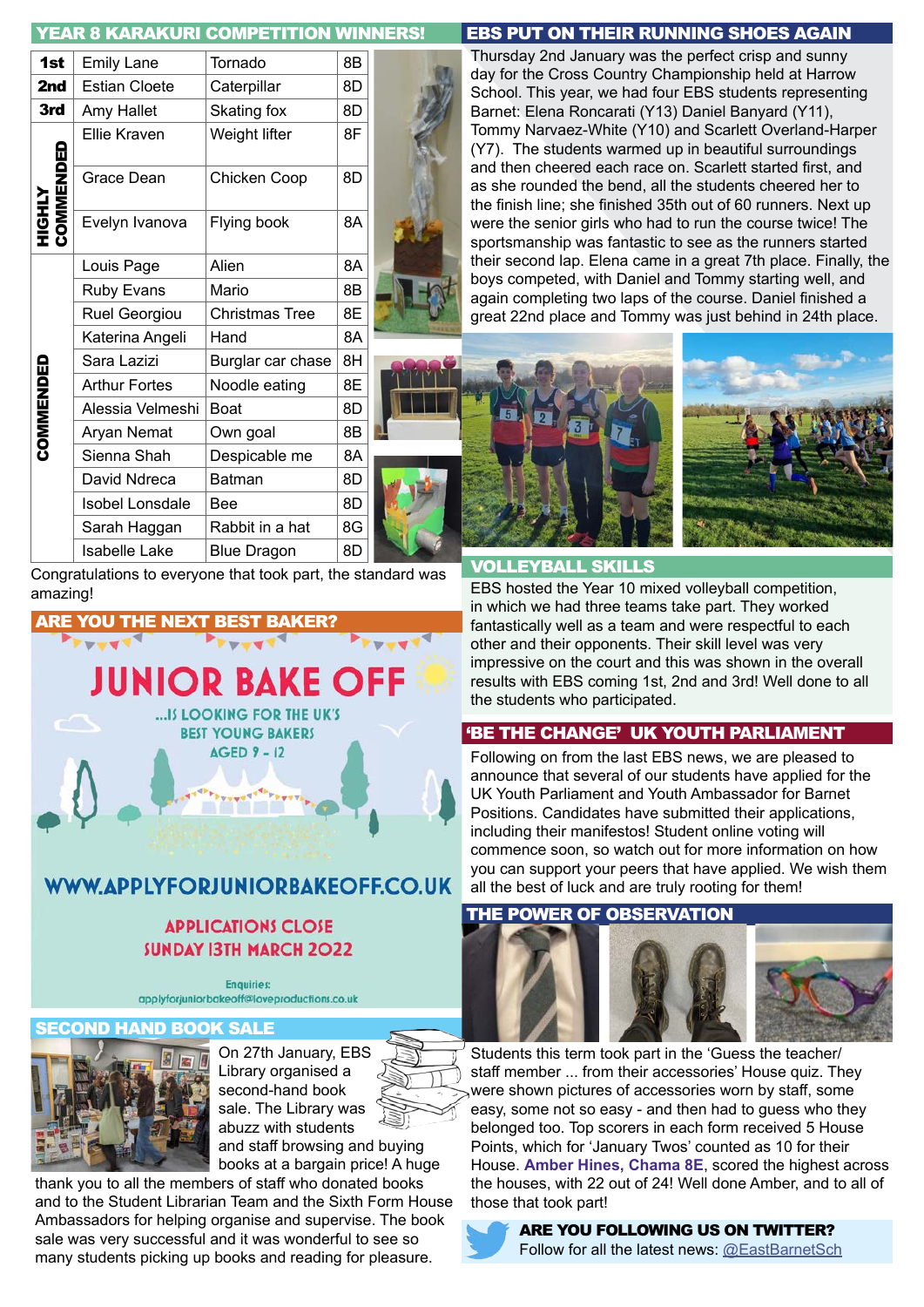## YEAR 8 KARAKURI COMPETITION WINNERS!

| | | | |
|---|---|---|---|
| 1st | Emily Lane | Tornado | 8B |
| 2nd | Estian Cloete | Caterpillar | 8D |
| 3rd | Amy Hallet | Skating fox | 8D |
| HIGHLY COMMENDED | Ellie Kraven | Weight lifter | 8F |
| | Grace Dean | Chicken Coop | 8D |
| | Evelyn Ivanova | Flying book | 8A |
| COMMENDED | Louis Page | Alien | 8A |
| | Ruby Evans | Mario | 8B |
| | Ruel Georgiou | Christmas Tree | 8E |
| | Katerina Angeli | Hand | 8A |
| | Sara Lazizi | Burglar car chase | 8H |
| | Arthur Fortes | Noodle eating | 8E |
| | Alessia Velmeshi | Boat | 8D |
| | Aryan Nemat | Own goal | 8B |
| | Sienna Shah | Despicable me | 8A |
| | David Ndreca | Batman | 8D |
| | Isobel Lonsdale | Bee | 8D |
| | Sarah Haggan | Rabbit in a hat | 8G |
| | Isabelle Lake | Blue Dragon | 8D |

Congratulations to everyone that took part, the standard was amazing!

## ARE YOU THE NEXT BEST BAKER?

JUNIOR BAKE OFF

...IS LOOKING FOR THE UK'S BEST YOUNG BAKERS AGED 9 - 12

WWW.APPLYFORJUNIORBAKEOFF.CO.UK

APPLICATIONS CLOSE SUNDAY 13TH MARCH 2022

Enquiries: applyforjuniorbakeoff@loveproductions.co.uk

## SECOND HAND BOOK SALE

On 27th January, EBS Library organised a second-hand book sale. The Library was abuzz with students and staff browsing and buying books at a bargain price! A huge thank you to all the members of staff who donated books and to the Student Librarian Team and the Sixth Form House Ambassadors for helping organise and supervise. The book sale was very successful and it was wonderful to see so many students picking up books and reading for pleasure.

## EBS PUT ON THEIR RUNNING SHOES AGAIN

Thursday 2nd January was the perfect crisp and sunny day for the Cross Country Championship held at Harrow School. This year, we had four EBS students representing Barnet: Elena Roncarati (Y13) Daniel Banyard (Y11), Tommy Narvaez-White (Y10) and Scarlett Overland-Harper (Y7). The students warmed up in beautiful surroundings and then cheered each race on. Scarlett started first, and as she rounded the bend, all the students cheered her to the finish line; she finished 35th out of 60 runners. Next up were the senior girls who had to run the course twice! The sportsmanship was fantastic to see as the runners started their second lap. Elena came in a great 7th place. Finally, the boys competed, with Daniel and Tommy starting well, and again completing two laps of the course. Daniel finished a great 22nd place and Tommy was just behind in 24th place.

## VOLLEYBALL SKILLS

EBS hosted the Year 10 mixed volleyball competition, in which we had three teams take part. They worked fantastically well as a team and were respectful to each other and their opponents. Their skill level was very impressive on the court and this was shown in the overall results with EBS coming 1st, 2nd and 3rd! Well done to all the students who participated.

## 'BE THE CHANGE' UK YOUTH PARLIAMENT

Following on from the last EBS news, we are pleased to announce that several of our students have applied for the UK Youth Parliament and Youth Ambassador for Barnet Positions. Candidates have submitted their applications, including their manifestos! Student online voting will commence soon, so watch out for more information on how you can support your peers that have applied. We wish them all the best of luck and are truly rooting for them!

## THE POWER OF OBSERVATION

Students this term took part in the 'Guess the teacher/ staff member ... from their accessories' House quiz. They were shown pictures of accessories worn by staff, some easy, some not so easy - and then had to guess who they belonged too. Top scorers in each form received 5 House Points, which for 'January Twos' counted as 10 for their House. **Amber Hines, Chama 8E**, scored the highest across the houses, with 22 out of 24! Well done Amber, and to all of those that took part!

**ARE YOU FOLLOWING US ON TWITTER?**
Follow for all the latest news: @EastBarnetSch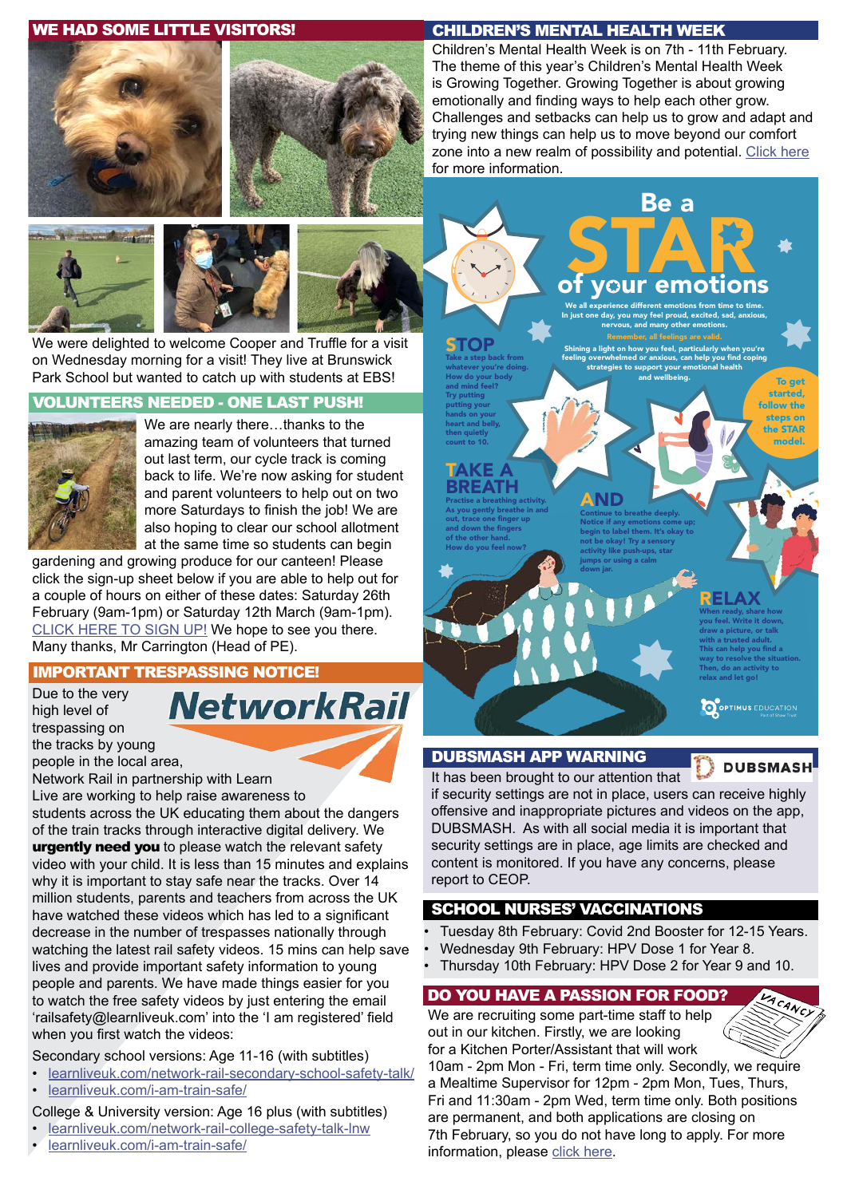## WE HAD SOME LITTLE VISITORS!

We were delighted to welcome Cooper and Truffle for a visit on Wednesday morning for a visit! They live at Brunswick Park School but wanted to catch up with students at EBS!

## VOLUNTEERS NEEDED - ONE LAST PUSH!

We are nearly there…thanks to the amazing team of volunteers that turned out last term, our cycle track is coming back to life. We're now asking for student and parent volunteers to help out on two more Saturdays to finish the job! We are also hoping to clear our school allotment at the same time so students can begin gardening and growing produce for our canteen! Please click the sign-up sheet below if you are able to help out for a couple of hours on either of these dates: Saturday 26th February (9am-1pm) or Saturday 12th March (9am-1pm). CLICK HERE TO SIGN UP! We hope to see you there. Many thanks, Mr Carrington (Head of PE).

## IMPORTANT TRESPASSING NOTICE!

NetworkRail

Due to the very high level of trespassing on the tracks by young people in the local area, Network Rail in partnership with Learn Live are working to help raise awareness to students across the UK educating them about the dangers of the train tracks through interactive digital delivery. We **urgently need you** to please watch the relevant safety video with your child. It is less than 15 minutes and explains why it is important to stay safe near the tracks. Over 14 million students, parents and teachers from across the UK have watched these videos which has led to a significant decrease in the number of trespasses nationally through watching the latest rail safety videos. 15 mins can help save lives and provide important safety information to young people and parents. We have made things easier for you to watch the free safety videos by just entering the email 'railsafety@learnliveuk.com' into the 'I am registered' field when you first watch the videos:

Secondary school versions: Age 11-16 (with subtitles)

- learnliveuk.com/network-rail-secondary-school-safety-talk/
- learnliveuk.com/i-am-train-safe/

College & University version: Age 16 plus (with subtitles)

- learnliveuk.com/network-rail-college-safety-talk-lnw
- learnliveuk.com/i-am-train-safe/

## CHILDREN'S MENTAL HEALTH WEEK

Children's Mental Health Week is on 7th - 11th February. The theme of this year's Children's Mental Health Week is Growing Together. Growing Together is about growing emotionally and finding ways to help each other grow. Challenges and setbacks can help us to grow and adapt and trying new things can help us to move beyond our comfort zone into a new realm of possibility and potential. Click here for more information.

### Be a STAR of your emotions

We all experience different emotions from time to time. In just one day, you may feel proud, excited, sad, anxious, nervous, and many other emotions.

Remember, all feelings are valid.

Shining a light on how you feel, particularly when you're feeling overwhelmed or anxious, can help you find coping strategies to support your emotional health and wellbeing.

To get started, follow the steps on the STAR model.

**STOP** Take a step back from whatever you're doing. How do your body and mind feel? Try putting putting your hands on your heart and belly, then quietly count to 10.

**TAKE A BREATH** Practise a breathing activity. As you gently breathe in and out, trace one finger up and down the fingers of the other hand. How do you feel now?

**AND** Continue to breathe deeply. Notice if any emotions come up; begin to label them. It's okay to not be okay! Try a sensory activity like push-ups, star jumps or using a calm down jar.

**RELAX** When ready, share how you feel. Write it down, draw a picture, or talk with a trusted adult. This can help you find a way to resolve the situation. Then, do an activity to relax and let go!

OPTIMUS EDUCATION

## DUBSMASH APP WARNING

DUBSMASH

It has been brought to our attention that if security settings are not in place, users can receive highly offensive and inappropriate pictures and videos on the app, DUBSMASH. As with all social media it is important that security settings are in place, age limits are checked and content is monitored. If you have any concerns, please report to CEOP.

## SCHOOL NURSES' VACCINATIONS

- Tuesday 8th February: Covid 2nd Booster for 12-15 Years.
- Wednesday 9th February: HPV Dose 1 for Year 8.
- Thursday 10th February: HPV Dose 2 for Year 9 and 10.

## DO YOU HAVE A PASSION FOR FOOD?

We are recruiting some part-time staff to help out in our kitchen. Firstly, we are looking for a Kitchen Porter/Assistant that will work 10am - 2pm Mon - Fri, term time only. Secondly, we require a Mealtime Supervisor for 12pm - 2pm Mon, Tues, Thurs, Fri and 11:30am - 2pm Wed, term time only. Both positions are permanent, and both applications are closing on 7th February, so you do not have long to apply. For more information, please click here.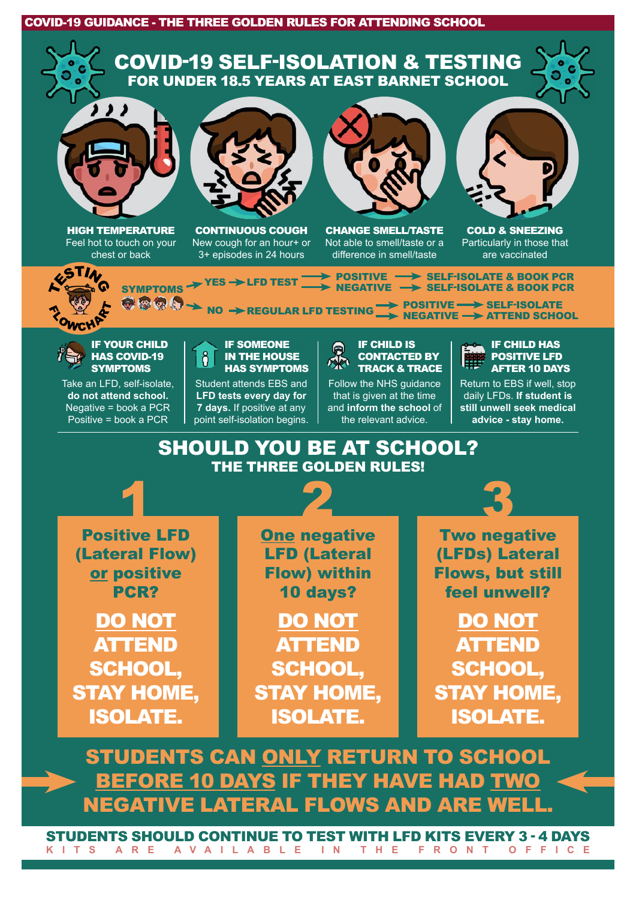COVID-19 GUIDANCE - THE THREE GOLDEN RULES FOR ATTENDING SCHOOL

# COVID-19 SELF-ISOLATION & TESTING

## FOR UNDER 18.5 YEARS AT EAST BARNET SCHOOL

**HIGH TEMPERATURE**
Feel hot to touch on your chest or back

**CONTINUOUS COUGH**
New cough for an hour+ or 3+ episodes in 24 hours

**CHANGE SMELL/TASTE**
Not able to smell/taste or a difference in smell/taste

**COLD & SNEEZING**
Particularly in those that are vaccinated

### TESTING FLOWCHART

SYMPTOMS → YES → LFD TEST → POSITIVE → SELF-ISOLATE & BOOK PCR
SYMPTOMS → YES → LFD TEST → NEGATIVE → SELF-ISOLATE & BOOK PCR
SYMPTOMS → NO → REGULAR LFD TESTING → POSITIVE → SELF-ISOLATE
SYMPTOMS → NO → REGULAR LFD TESTING → NEGATIVE → ATTEND SCHOOL

**IF YOUR CHILD HAS COVID-19 SYMPTOMS**
Take an LFD, self-isolate, **do not attend school.** Negative = book a PCR Positive = book a PCR

**IF SOMEONE IN THE HOUSE HAS SYMPTOMS**
Student attends EBS and **LFD tests every day for 7 days.** If positive at any point self-isolation begins.

**IF CHILD IS CONTACTED BY TRACK & TRACE**
Follow the NHS guidance that is given at the time and **inform the school** of the relevant advice.

**IF CHILD HAS POSITIVE LFD AFTER 10 DAYS**
Return to EBS if well, stop daily LFDs. **If student is still unwell seek medical advice - stay home.**

## SHOULD YOU BE AT SCHOOL?

### THE THREE GOLDEN RULES!

**1**
**Positive LFD (Lateral Flow) or positive PCR?**
**DO NOT ATTEND SCHOOL, STAY HOME, ISOLATE.**

**2**
**One negative LFD (Lateral Flow) within 10 days?**
**DO NOT ATTEND SCHOOL, STAY HOME, ISOLATE.**

**3**
**Two negative (LFDs) Lateral Flows, but still feel unwell?**
**DO NOT ATTEND SCHOOL, STAY HOME, ISOLATE.**

**STUDENTS CAN ONLY RETURN TO SCHOOL BEFORE 10 DAYS IF THEY HAVE HAD TWO NEGATIVE LATERAL FLOWS AND ARE WELL.**

**STUDENTS SHOULD CONTINUE TO TEST WITH LFD KITS EVERY 3 - 4 DAYS**

KITS ARE AVAILABLE IN THE FRONT OFFICE